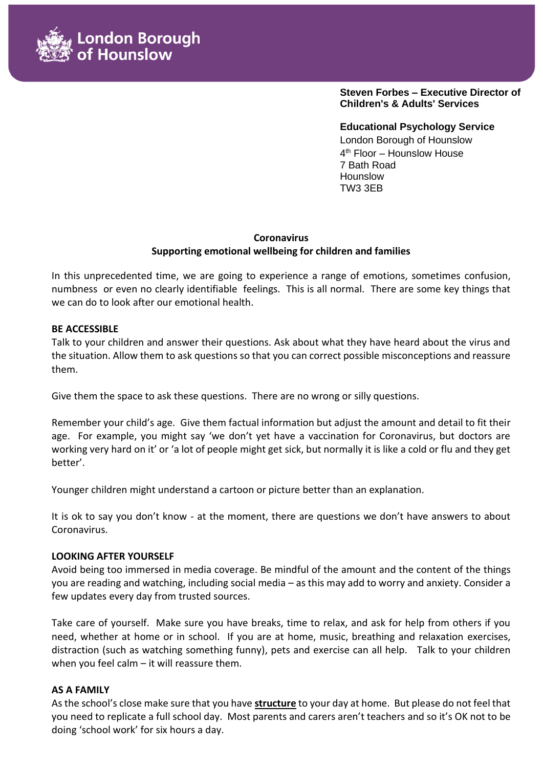London Borough of Hounslow

**Steven Forbes – Executive Director of Children's & Adults' Services**

**Educational Psychology Service**
London Borough of Hounslow
4th Floor – Hounslow House
7 Bath Road
Hounslow
TW3 3EB

# Coronavirus
## Supporting emotional wellbeing for children and families

In this unprecedented time, we are going to experience a range of emotions, sometimes confusion, numbness or even no clearly identifiable feelings. This is all normal. There are some key things that we can do to look after our emotional health.

**BE ACCESSIBLE**

Talk to your children and answer their questions. Ask about what they have heard about the virus and the situation. Allow them to ask questions so that you can correct possible misconceptions and reassure them.

Give them the space to ask these questions. There are no wrong or silly questions.

Remember your child's age. Give them factual information but adjust the amount and detail to fit their age. For example, you might say 'we don't yet have a vaccination for Coronavirus, but doctors are working very hard on it' or 'a lot of people might get sick, but normally it is like a cold or flu and they get better'.

Younger children might understand a cartoon or picture better than an explanation.

It is ok to say you don't know - at the moment, there are questions we don't have answers to about Coronavirus.

**LOOKING AFTER YOURSELF**

Avoid being too immersed in media coverage. Be mindful of the amount and the content of the things you are reading and watching, including social media – as this may add to worry and anxiety. Consider a few updates every day from trusted sources.

Take care of yourself. Make sure you have breaks, time to relax, and ask for help from others if you need, whether at home or in school. If you are at home, music, breathing and relaxation exercises, distraction (such as watching something funny), pets and exercise can all help. Talk to your children when you feel calm – it will reassure them.

**AS A FAMILY**

As the school's close make sure that you have **structure** to your day at home. But please do not feel that you need to replicate a full school day. Most parents and carers aren't teachers and so it's OK not to be doing 'school work' for six hours a day.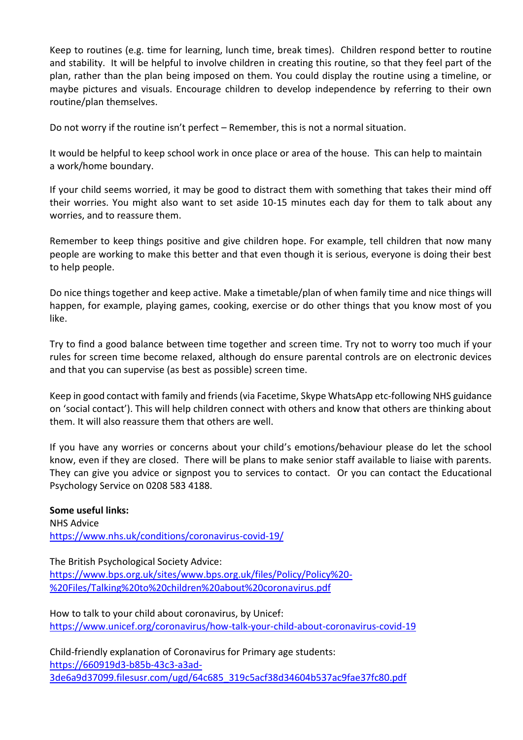Keep to routines (e.g. time for learning, lunch time, break times). Children respond better to routine and stability. It will be helpful to involve children in creating this routine, so that they feel part of the plan, rather than the plan being imposed on them. You could display the routine using a timeline, or maybe pictures and visuals. Encourage children to develop independence by referring to their own routine/plan themselves.

Do not worry if the routine isn't perfect – Remember, this is not a normal situation.

It would be helpful to keep school work in once place or area of the house. This can help to maintain a work/home boundary.

If your child seems worried, it may be good to distract them with something that takes their mind off their worries. You might also want to set aside 10-15 minutes each day for them to talk about any worries, and to reassure them.

Remember to keep things positive and give children hope. For example, tell children that now many people are working to make this better and that even though it is serious, everyone is doing their best to help people.

Do nice things together and keep active. Make a timetable/plan of when family time and nice things will happen, for example, playing games, cooking, exercise or do other things that you know most of you like.

Try to find a good balance between time together and screen time. Try not to worry too much if your rules for screen time become relaxed, although do ensure parental controls are on electronic devices and that you can supervise (as best as possible) screen time.

Keep in good contact with family and friends (via Facetime, Skype WhatsApp etc-following NHS guidance on 'social contact'). This will help children connect with others and know that others are thinking about them. It will also reassure them that others are well.

If you have any worries or concerns about your child's emotions/behaviour please do let the school know, even if they are closed. There will be plans to make senior staff available to liaise with parents. They can give you advice or signpost you to services to contact. Or you can contact the Educational Psychology Service on 0208 583 4188.

**Some useful links:**

NHS Advice
https://www.nhs.uk/conditions/coronavirus-covid-19/

The British Psychological Society Advice:
https://www.bps.org.uk/sites/www.bps.org.uk/files/Policy/Policy%20-%20Files/Talking%20to%20children%20about%20coronavirus.pdf

How to talk to your child about coronavirus, by Unicef:
https://www.unicef.org/coronavirus/how-talk-your-child-about-coronavirus-covid-19

Child-friendly explanation of Coronavirus for Primary age students:
https://660919d3-b85b-43c3-a3ad-3de6a9d37099.filesusr.com/ugd/64c685_319c5acf38d34604b537ac9fae37fc80.pdf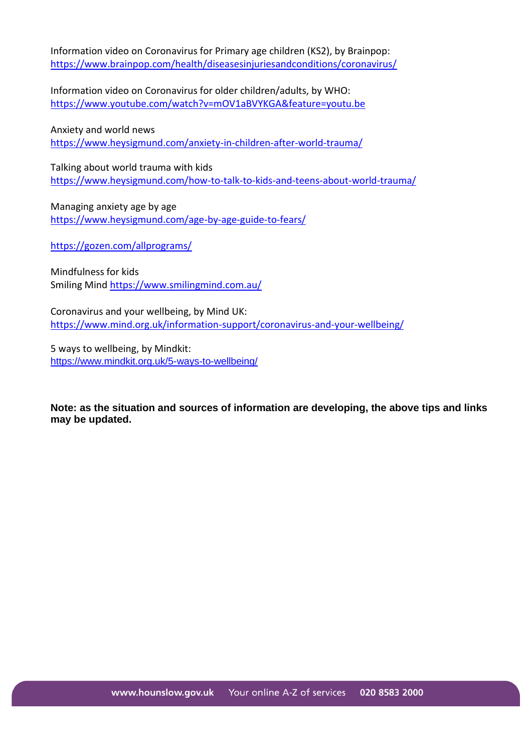Information video on Coronavirus for Primary age children (KS2), by Brainpop:
https://www.brainpop.com/health/diseasesinjuriesandconditions/coronavirus/

Information video on Coronavirus for older children/adults, by WHO:
https://www.youtube.com/watch?v=mOV1aBVYKGA&feature=youtu.be

Anxiety and world news
https://www.heysigmund.com/anxiety-in-children-after-world-trauma/

Talking about world trauma with kids
https://www.heysigmund.com/how-to-talk-to-kids-and-teens-about-world-trauma/

Managing anxiety age by age
https://www.heysigmund.com/age-by-age-guide-to-fears/

https://gozen.com/allprograms/

Mindfulness for kids
Smiling Mind https://www.smilingmind.com.au/

Coronavirus and your wellbeing, by Mind UK:
https://www.mind.org.uk/information-support/coronavirus-and-your-wellbeing/

5 ways to wellbeing, by Mindkit:
https://www.mindkit.org.uk/5-ways-to-wellbeing/

**Note: as the situation and sources of information are developing, the above tips and links may be updated.**